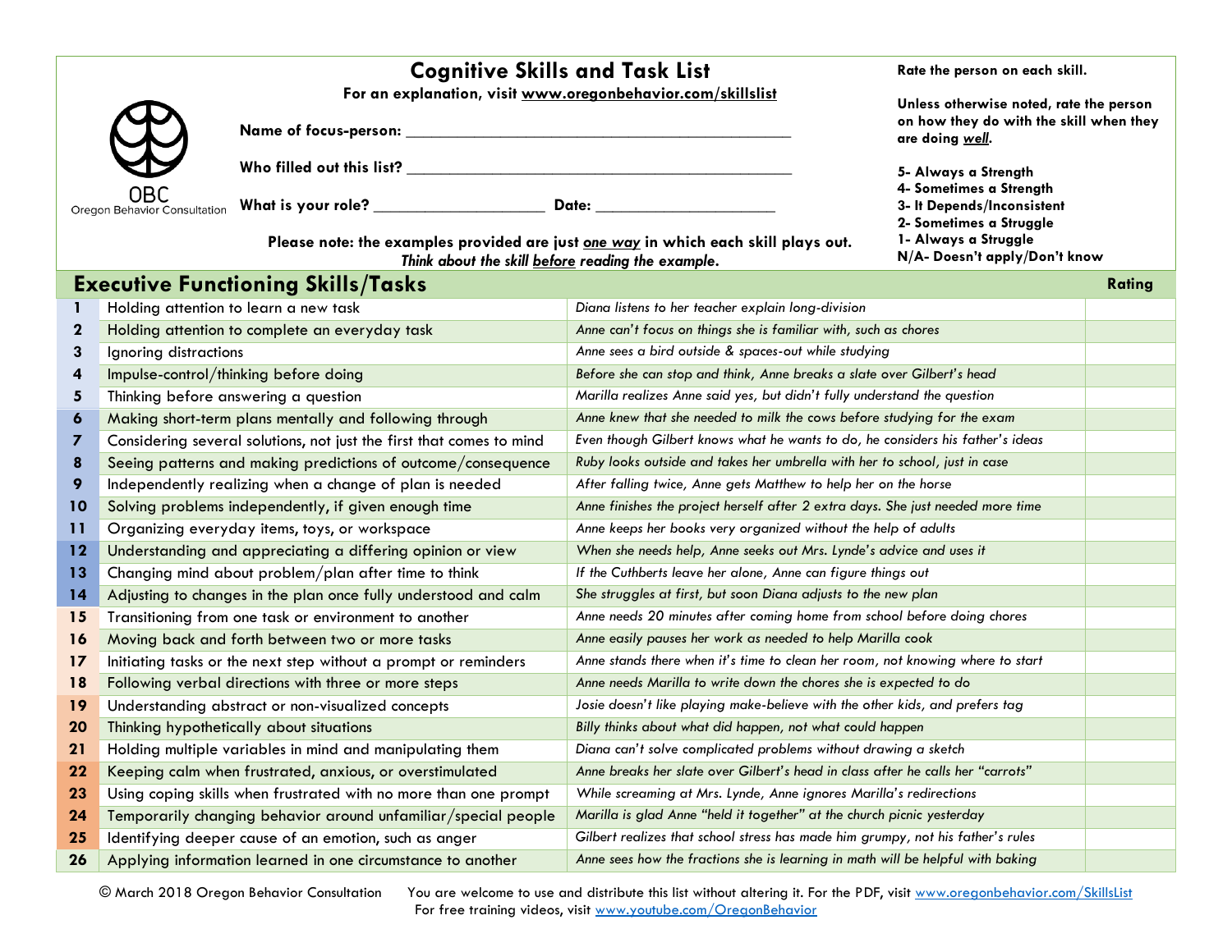# Cognitive Skills and Task List

**For an explanation, visit www.oregonbehavior.com/skillslist**

OBC
Oregon Behavior Consultation

**Name of focus-person:** ______________________________________________

**Who filled out this list?** ______________________________________________

**What is your role?** ____________________ **Date:** ______________________

**Please note: the examples provided are just *one way* in which each skill plays out.**
***Think about the skill before reading the example.***

**Rate the person on each skill.**

**Unless otherwise noted, rate the person on how they do with the skill when they are doing *well*.**

**5- Always a Strength**
**4- Sometimes a Strength**
**3- It Depends/Inconsistent**
**2- Sometimes a Struggle**
**1- Always a Struggle**
**N/A- Doesn't apply/Don't know**

## Executive Functioning Skills/Tasks

| # | Skill/Task | Example | Rating |
|---|---|---|---|
| 1 | Holding attention to learn a new task | *Diana listens to her teacher explain long-division* | |
| 2 | Holding attention to complete an everyday task | *Anne can't focus on things she is familiar with, such as chores* | |
| 3 | Ignoring distractions | *Anne sees a bird outside & spaces-out while studying* | |
| 4 | Impulse-control/thinking before doing | *Before she can stop and think, Anne breaks a slate over Gilbert's head* | |
| 5 | Thinking before answering a question | *Marilla realizes Anne said yes, but didn't fully understand the question* | |
| 6 | Making short-term plans mentally and following through | *Anne knew that she needed to milk the cows before studying for the exam* | |
| 7 | Considering several solutions, not just the first that comes to mind | *Even though Gilbert knows what he wants to do, he considers his father's ideas* | |
| 8 | Seeing patterns and making predictions of outcome/consequence | *Ruby looks outside and takes her umbrella with her to school, just in case* | |
| 9 | Independently realizing when a change of plan is needed | *After falling twice, Anne gets Matthew to help her on the horse* | |
| 10 | Solving problems independently, if given enough time | *Anne finishes the project herself after 2 extra days. She just needed more time* | |
| 11 | Organizing everyday items, toys, or workspace | *Anne keeps her books very organized without the help of adults* | |
| 12 | Understanding and appreciating a differing opinion or view | *When she needs help, Anne seeks out Mrs. Lynde's advice and uses it* | |
| 13 | Changing mind about problem/plan after time to think | *If the Cuthberts leave her alone, Anne can figure things out* | |
| 14 | Adjusting to changes in the plan once fully understood and calm | *She struggles at first, but soon Diana adjusts to the new plan* | |
| 15 | Transitioning from one task or environment to another | *Anne needs 20 minutes after coming home from school before doing chores* | |
| 16 | Moving back and forth between two or more tasks | *Anne easily pauses her work as needed to help Marilla cook* | |
| 17 | Initiating tasks or the next step without a prompt or reminders | *Anne stands there when it's time to clean her room, not knowing where to start* | |
| 18 | Following verbal directions with three or more steps | *Anne needs Marilla to write down the chores she is expected to do* | |
| 19 | Understanding abstract or non-visualized concepts | *Josie doesn't like playing make-believe with the other kids, and prefers tag* | |
| 20 | Thinking hypothetically about situations | *Billy thinks about what did happen, not what could happen* | |
| 21 | Holding multiple variables in mind and manipulating them | *Diana can't solve complicated problems without drawing a sketch* | |
| 22 | Keeping calm when frustrated, anxious, or overstimulated | *Anne breaks her slate over Gilbert's head in class after he calls her "carrots"* | |
| 23 | Using coping skills when frustrated with no more than one prompt | *While screaming at Mrs. Lynde, Anne ignores Marilla's redirections* | |
| 24 | Temporarily changing behavior around unfamiliar/special people | *Marilla is glad Anne "held it together" at the church picnic yesterday* | |
| 25 | Identifying deeper cause of an emotion, such as anger | *Gilbert realizes that school stress has made him grumpy, not his father's rules* | |
| 26 | Applying information learned in one circumstance to another | *Anne sees how the fractions she is learning in math will be helpful with baking* | |

© March 2018 Oregon Behavior Consultation You are welcome to use and distribute this list without altering it. For the PDF, visit www.oregonbehavior.com/SkillsList
For free training videos, visit www.youtube.com/OregonBehavior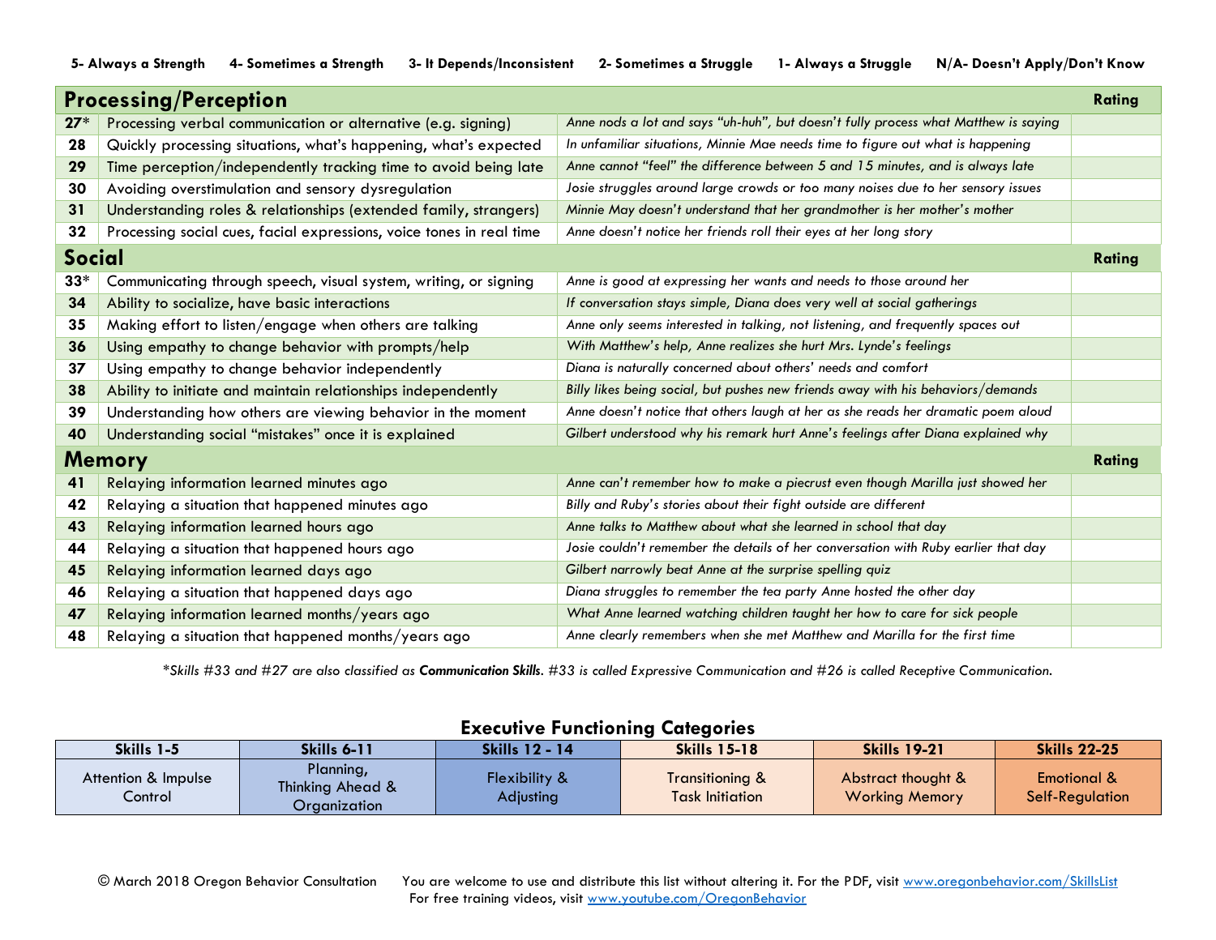**5- Always a Strength** **4- Sometimes a Strength** **3- It Depends/Inconsistent** **2- Sometimes a Struggle** **1- Always a Struggle** **N/A- Doesn't Apply/Don't Know**

| **Processing/Perception** | | | **Rating** |
|---|---|---|---|
| **27*** | Processing verbal communication or alternative (e.g. signing) | *Anne nods a lot and says "uh-huh", but doesn't fully process what Matthew is saying* | |
| **28** | Quickly processing situations, what's happening, what's expected | *In unfamiliar situations, Minnie Mae needs time to figure out what is happening* | |
| **29** | Time perception/independently tracking time to avoid being late | *Anne cannot "feel" the difference between 5 and 15 minutes, and is always late* | |
| **30** | Avoiding overstimulation and sensory dysregulation | *Josie struggles around large crowds or too many noises due to her sensory issues* | |
| **31** | Understanding roles & relationships (extended family, strangers) | *Minnie May doesn't understand that her grandmother is her mother's mother* | |
| **32** | Processing social cues, facial expressions, voice tones in real time | *Anne doesn't notice her friends roll their eyes at her long story* | |

| **Social** | | | **Rating** |
|---|---|---|---|
| **33*** | Communicating through speech, visual system, writing, or signing | *Anne is good at expressing her wants and needs to those around her* | |
| **34** | Ability to socialize, have basic interactions | *If conversation stays simple, Diana does very well at social gatherings* | |
| **35** | Making effort to listen/engage when others are talking | *Anne only seems interested in talking, not listening, and frequently spaces out* | |
| **36** | Using empathy to change behavior with prompts/help | *With Matthew's help, Anne realizes she hurt Mrs. Lynde's feelings* | |
| **37** | Using empathy to change behavior independently | *Diana is naturally concerned about others' needs and comfort* | |
| **38** | Ability to initiate and maintain relationships independently | *Billy likes being social, but pushes new friends away with his behaviors/demands* | |
| **39** | Understanding how others are viewing behavior in the moment | *Anne doesn't notice that others laugh at her as she reads her dramatic poem aloud* | |
| **40** | Understanding social "mistakes" once it is explained | *Gilbert understood why his remark hurt Anne's feelings after Diana explained why* | |

| **Memory** | | | **Rating** |
|---|---|---|---|
| **41** | Relaying information learned minutes ago | *Anne can't remember how to make a piecrust even though Marilla just showed her* | |
| **42** | Relaying a situation that happened minutes ago | *Billy and Ruby's stories about their fight outside are different* | |
| **43** | Relaying information learned hours ago | *Anne talks to Matthew about what she learned in school that day* | |
| **44** | Relaying a situation that happened hours ago | *Josie couldn't remember the details of her conversation with Ruby earlier that day* | |
| **45** | Relaying information learned days ago | *Gilbert narrowly beat Anne at the surprise spelling quiz* | |
| **46** | Relaying a situation that happened days ago | *Diana struggles to remember the tea party Anne hosted the other day* | |
| **47** | Relaying information learned months/years ago | *What Anne learned watching children taught her how to care for sick people* | |
| **48** | Relaying a situation that happened months/years ago | *Anne clearly remembers when she met Matthew and Marilla for the first time* | |

**Skills #33 and #27 are also classified as **Communication Skills**. #33 is called Expressive Communication and #26 is called Receptive Communication.*

## Executive Functioning Categories

| Skills 1-5 | Skills 6-11 | Skills 12 - 14 | Skills 15-18 | Skills 19-21 | Skills 22-25 |
|---|---|---|---|---|---|
| Attention & Impulse Control | Planning, Thinking Ahead & Organization | Flexibility & Adjusting | Transitioning & Task Initiation | Abstract thought & Working Memory | Emotional & Self-Regulation |

© March 2018 Oregon Behavior Consultation You are welcome to use and distribute this list without altering it. For the PDF, visit www.oregonbehavior.com/SkillsList
For free training videos, visit www.youtube.com/OregonBehavior